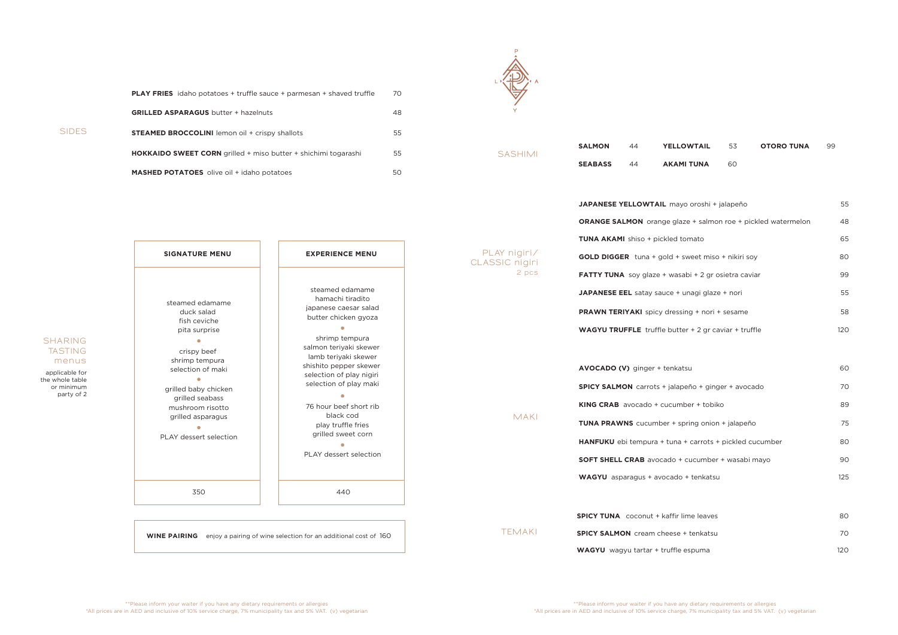## SIDES

| Item | Price |
|---|---|
| **PLAY FRIES** idaho potatoes + truffle sauce + parmesan + shaved truffle | 70 |
| **GRILLED ASPARAGUS** butter + hazelnuts | 48 |
| **STEAMED BROCCOLINI** lemon oil + crispy shallots | 55 |
| **HOKKAIDO SWEET CORN** grilled + miso butter + shichimi togarashi | 55 |
| **MASHED POTATOES** olive oil + idaho potatoes | 50 |

## SHARING TASTING menus

applicable for the whole table or minimum party of 2

### SIGNATURE MENU

steamed edamame
duck salad
fish ceviche
pita surprise

•

crispy beef
shrimp tempura
selection of maki

•

grilled baby chicken
grilled seabass
mushroom risotto
grilled asparagus

•

PLAY dessert selection

350

### EXPERIENCE MENU

steamed edamame
hamachi tiradito
japanese caesar salad
butter chicken gyoza

•

shrimp tempura
salmon teriyaki skewer
lamb teriyaki skewer
shishito pepper skewer
selection of play nigiri
selection of play maki

•

76 hour beef short rib
black cod
play truffle fries
grilled sweet corn

•

PLAY dessert selection

440

**WINE PAIRING** enjoy a pairing of wine selection for an additional cost of 160

**Please inform your waiter if you have any dietary requirements or allergies
*All prices are in AED and inclusive of 10% service charge, 7% municipality tax and 5% VAT. (v) vegetarian

## SASHIMI

| Item | Price |
|---|---|
| **SALMON** | 44 |
| **SEABASS** | 44 |
| **YELLOWTAIL** | 53 |
| **AKAMI TUNA** | 60 |
| **OTORO TUNA** | 99 |

## PLAY nigiri/ CLASSIC nigiri
2 pcs

| Item | Price |
|---|---|
| **JAPANESE YELLOWTAIL** mayo oroshi + jalapeño | 55 |
| **ORANGE SALMON** orange glaze + salmon roe + pickled watermelon | 48 |
| **TUNA AKAMI** shiso + pickled tomato | 65 |
| **GOLD DIGGER** tuna + gold + sweet miso + nikiri soy | 80 |
| **FATTY TUNA** soy glaze + wasabi + 2 gr osietra caviar | 99 |
| **JAPANESE EEL** satay sauce + unagi glaze + nori | 55 |
| **PRAWN TERIYAKI** spicy dressing + nori + sesame | 58 |
| **WAGYU TRUFFLE** truffle butter + 2 gr caviar + truffle | 120 |

## MAKI

| Item | Price |
|---|---|
| **AVOCADO (V)** ginger + tenkatsu | 60 |
| **SPICY SALMON** carrots + jalapeño + ginger + avocado | 70 |
| **KING CRAB** avocado + cucumber + tobiko | 89 |
| **TUNA PRAWNS** cucumber + spring onion + jalapeño | 75 |
| **HANFUKU** ebi tempura + tuna + carrots + pickled cucumber | 80 |
| **SOFT SHELL CRAB** avocado + cucumber + wasabi mayo | 90 |
| **WAGYU** asparagus + avocado + tenkatsu | 125 |

## TEMAKI

| Item | Price |
|---|---|
| **SPICY TUNA** coconut + kaffir lime leaves | 80 |
| **SPICY SALMON** cream cheese + tenkatsu | 70 |
| **WAGYU** wagyu tartar + truffle espuma | 120 |

**Please inform your waiter if you have any dietary requirements or allergies
*All prices are in AED and inclusive of 10% service charge, 7% municipality tax and 5% VAT. (v) vegetarian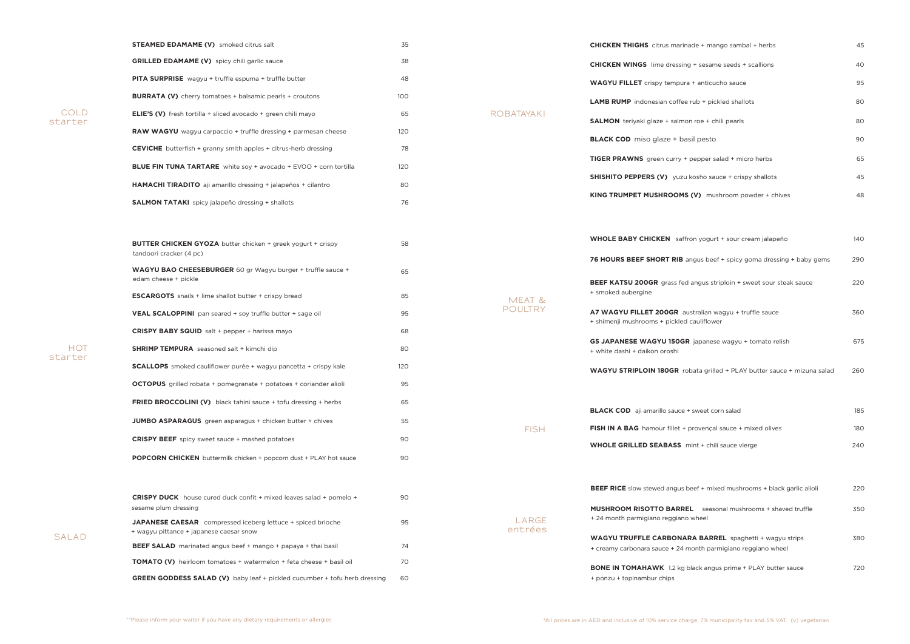## COLD starter

| | |
|---|---|
| **STEAMED EDAMAME (V)** smoked citrus salt | 35 |
| **GRILLED EDAMAME (V)** spicy chili garlic sauce | 38 |
| **PITA SURPRISE** wagyu + truffle espuma + truffle butter | 48 |
| **BURRATA (V)** cherry tomatoes + balsamic pearls + croutons | 100 |
| **ELIE'S (V)** fresh tortilla + sliced avocado + green chili mayo | 65 |
| **RAW WAGYU** wagyu carpaccio + truffle dressing + parmesan cheese | 120 |
| **CEVICHE** butterfish + granny smith apples + citrus-herb dressing | 78 |
| **BLUE FIN TUNA TARTARE** white soy + avocado + EVOO + corn tortilla | 120 |
| **HAMACHI TIRADITO** aji amarillo dressing + jalapeños + cilantro | 80 |
| **SALMON TATAKI** spicy jalapeño dressing + shallots | 76 |

## HOT starter

| | |
|---|---|
| **BUTTER CHICKEN GYOZA** butter chicken + greek yogurt + crispy tandoori cracker (4 pc) | 58 |
| **WAGYU BAO CHEESEBURGER** 60 gr Wagyu burger + truffle sauce + edam cheese + pickle | 65 |
| **ESCARGOTS** snails + lime shallot butter + crispy bread | 85 |
| **VEAL SCALOPPINI** pan seared + soy truffle butter + sage oil | 95 |
| **CRISPY BABY SQUID** salt + pepper + harissa mayo | 68 |
| **SHRIMP TEMPURA** seasoned salt + kimchi dip | 80 |
| **SCALLOPS** smoked cauliflower purée + wagyu pancetta + crispy kale | 120 |
| **OCTOPUS** grilled robata + pomegranate + potatoes + coriander alioli | 95 |
| **FRIED BROCCOLINI (V)** black tahini sauce + tofu dressing + herbs | 65 |
| **JUMBO ASPARAGUS** green asparagus + chicken butter + chives | 55 |
| **CRISPY BEEF** spicy sweet sauce + mashed potatoes | 90 |
| **POPCORN CHICKEN** buttermilk chicken + popcorn dust + PLAY hot sauce | 90 |

## SALAD

| | |
|---|---|
| **CRISPY DUCK** house cured duck confit + mixed leaves salad + pomelo + sesame plum dressing | 90 |
| **JAPANESE CAESAR** compressed iceberg lettuce + spiced brioche + wagyu pittance + japanese caesar snow | 95 |
| **BEEF SALAD** marinated angus beef + mango + papaya + thai basil | 74 |
| **TOMATO (V)** heirloom tomatoes + watermelon + feta cheese + basil oil | 70 |
| **GREEN GODDESS SALAD (V)** baby leaf + pickled cucumber + tofu herb dressing | 60 |

## ROBATAYAKI

| | |
|---|---|
| **CHICKEN THIGHS** citrus marinade + mango sambal + herbs | 45 |
| **CHICKEN WINGS** lime dressing + sesame seeds + scallions | 40 |
| **WAGYU FILLET** crispy tempura + anticucho sauce | 95 |
| **LAMB RUMP** indonesian coffee rub + pickled shallots | 80 |
| **SALMON** teriyaki glaze + salmon roe + chili pearls | 80 |
| **BLACK COD** miso glaze + basil pesto | 90 |
| **TIGER PRAWNS** green curry + pepper salad + micro herbs | 65 |
| **SHISHITO PEPPERS (V)** yuzu kosho sauce + crispy shallots | 45 |
| **KING TRUMPET MUSHROOMS (V)** mushroom powder + chives | 48 |

## MEAT & POULTRY

| | |
|---|---|
| **WHOLE BABY CHICKEN** saffron yogurt + sour cream jalapeño | 140 |
| **76 HOURS BEEF SHORT RIB** angus beef + spicy goma dressing + baby gems | 290 |
| **BEEF KATSU 200GR** grass fed angus striploin + sweet sour steak sauce + smoked aubergine | 220 |
| **A7 WAGYU FILLET 200GR** australian wagyu + truffle sauce + shimenji mushrooms + pickled cauliflower | 360 |
| **G5 JAPANESE WAGYU 150GR** japanese wagyu + tomato relish + white dashi + daikon oroshi | 675 |
| **WAGYU STRIPLOIN 180GR** robata grilled + PLAY butter sauce + mizuna salad | 260 |

## FISH

| | |
|---|---|
| **BLACK COD** aji amarillo sauce + sweet corn salad | 185 |
| **FISH IN A BAG** hamour fillet + provençal sauce + mixed olives | 180 |
| **WHOLE GRILLED SEABASS** mint + chili sauce vierge | 240 |

## LARGE entrées

| | |
|---|---|
| **BEEF RICE** slow stewed angus beef + mixed mushrooms + black garlic alioli | 220 |
| **MUSHROOM RISOTTO BARREL** seasonal mushrooms + shaved truffle + 24 month parmigiano reggiano wheel | 350 |
| **WAGYU TRUFFLE CARBONARA BARREL** spaghetti + wagyu strips + creamy carbonara sauce + 24 month parmigiano reggiano wheel | 380 |
| **BONE IN TOMAHAWK** 1.2 kg black angus prime + PLAY butter sauce + ponzu + topinambur chips | 720 |

**Please inform your waiter if you have any dietary requirements or allergies

*All prices are in AED and inclusive of 10% service charge, 7% municipality tax and 5% VAT. (v) vegetarian